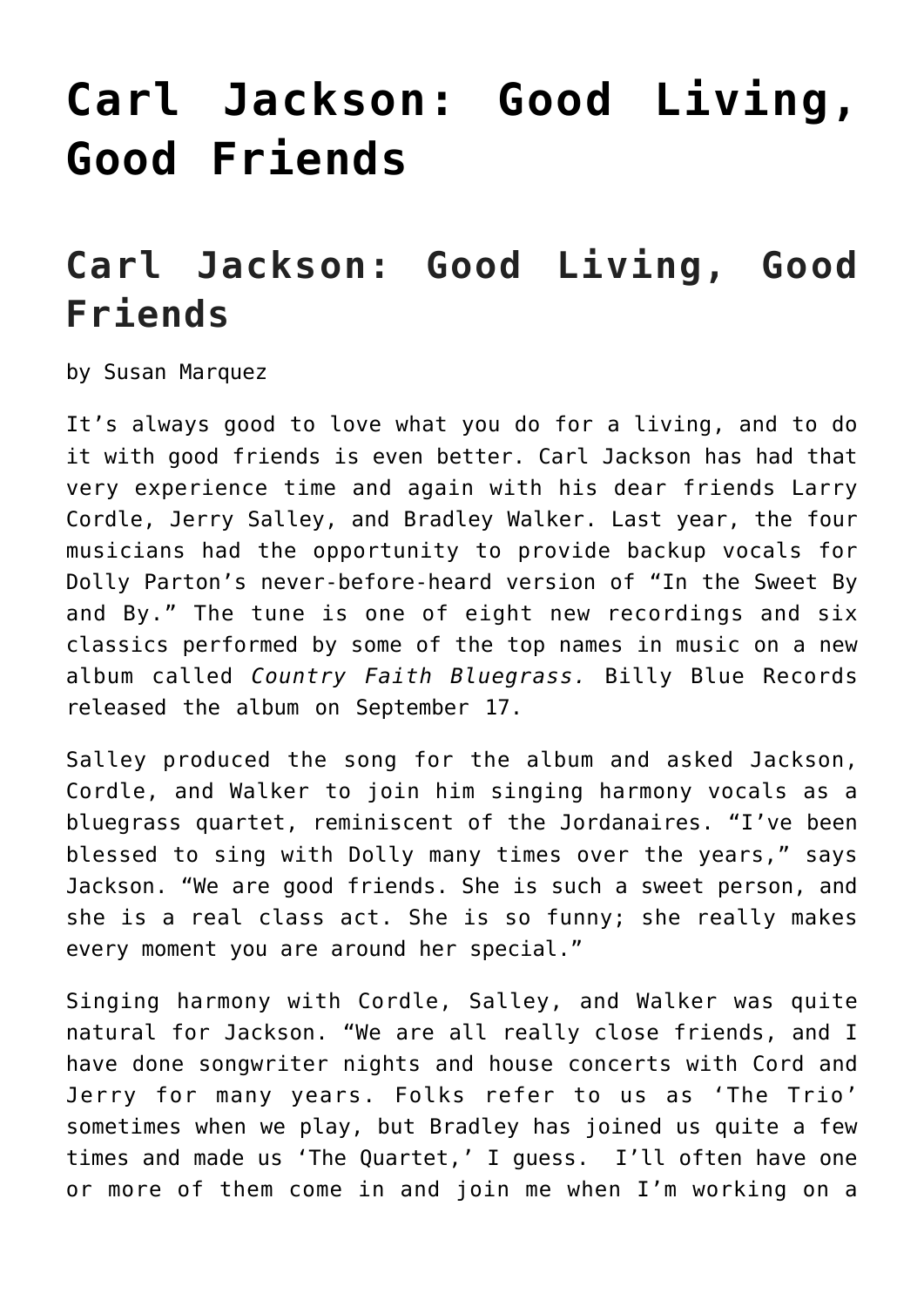# Carl Jackson: Good Living, Good Friends

## Carl Jackson: Good Living, Good Friends

by Susan Marquez

It's always good to love what you do for a living, and to do it with good friends is even better. Carl Jackson has had that very experience time and again with his dear friends Larry Cordle, Jerry Salley, and Bradley Walker. Last year, the four musicians had the opportunity to provide backup vocals for Dolly Parton's never-before-heard version of "In the Sweet By and By." The tune is one of eight new recordings and six classics performed by some of the top names in music on a new album called *Country Faith Bluegrass.* Billy Blue Records released the album on September 17.

Salley produced the song for the album and asked Jackson, Cordle, and Walker to join him singing harmony vocals as a bluegrass quartet, reminiscent of the Jordanaires. "I've been blessed to sing with Dolly many times over the years," says Jackson. "We are good friends. She is such a sweet person, and she is a real class act. She is so funny; she really makes every moment you are around her special."

Singing harmony with Cordle, Salley, and Walker was quite natural for Jackson. "We are all really close friends, and I have done songwriter nights and house concerts with Cord and Jerry for many years. Folks refer to us as 'The Trio' sometimes when we play, but Bradley has joined us quite a few times and made us 'The Quartet,' I guess. I'll often have one or more of them come in and join me when I'm working on a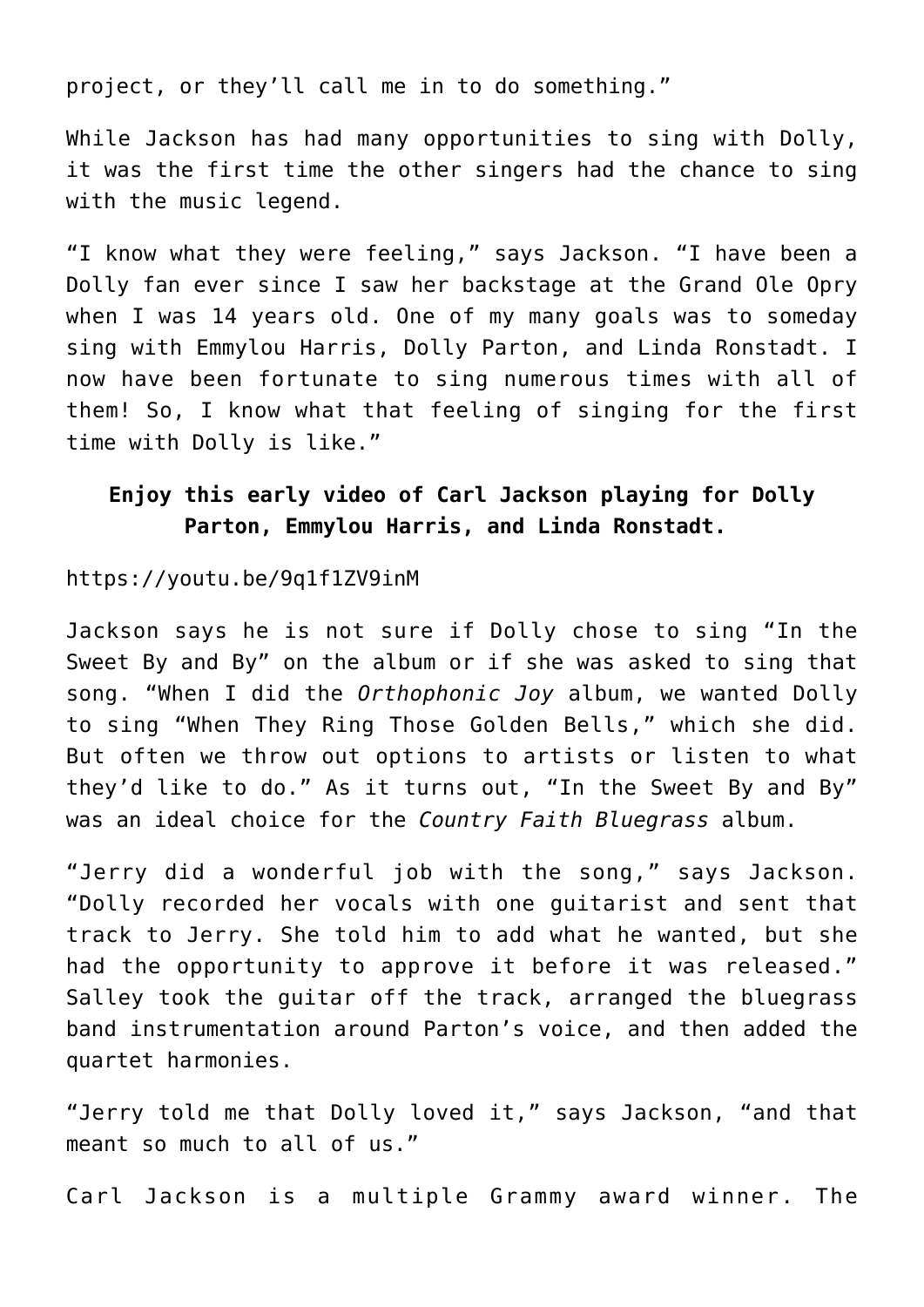project, or they'll call me in to do something."

While Jackson has had many opportunities to sing with Dolly, it was the first time the other singers had the chance to sing with the music legend.

"I know what they were feeling," says Jackson. "I have been a Dolly fan ever since I saw her backstage at the Grand Ole Opry when I was 14 years old. One of my many goals was to someday sing with Emmylou Harris, Dolly Parton, and Linda Ronstadt. I now have been fortunate to sing numerous times with all of them! So, I know what that feeling of singing for the first time with Dolly is like."

**Enjoy this early video of Carl Jackson playing for Dolly Parton, Emmylou Harris, and Linda Ronstadt.**

https://youtu.be/9q1f1ZV9inM

Jackson says he is not sure if Dolly chose to sing "In the Sweet By and By" on the album or if she was asked to sing that song. "When I did the *Orthophonic Joy* album, we wanted Dolly to sing "When They Ring Those Golden Bells," which she did. But often we throw out options to artists or listen to what they'd like to do." As it turns out, "In the Sweet By and By" was an ideal choice for the *Country Faith Bluegrass* album.

"Jerry did a wonderful job with the song," says Jackson. "Dolly recorded her vocals with one guitarist and sent that track to Jerry. She told him to add what he wanted, but she had the opportunity to approve it before it was released." Salley took the guitar off the track, arranged the bluegrass band instrumentation around Parton's voice, and then added the quartet harmonies.

"Jerry told me that Dolly loved it," says Jackson, "and that meant so much to all of us."

Carl Jackson is a multiple Grammy award winner. The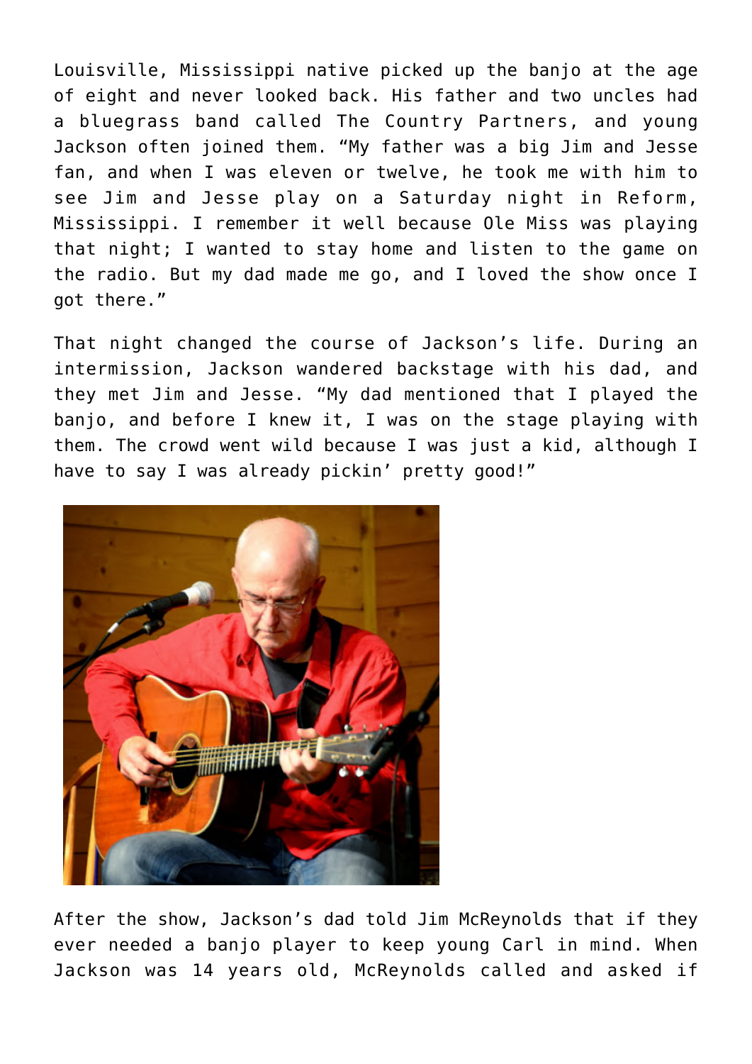Louisville, Mississippi native picked up the banjo at the age of eight and never looked back. His father and two uncles had a bluegrass band called The Country Partners, and young Jackson often joined them. “My father was a big Jim and Jesse fan, and when I was eleven or twelve, he took me with him to see Jim and Jesse play on a Saturday night in Reform, Mississippi. I remember it well because Ole Miss was playing that night; I wanted to stay home and listen to the game on the radio. But my dad made me go, and I loved the show once I got there.”

That night changed the course of Jackson’s life. During an intermission, Jackson wandered backstage with his dad, and they met Jim and Jesse. “My dad mentioned that I played the banjo, and before I knew it, I was on the stage playing with them. The crowd went wild because I was just a kid, although I have to say I was already pickin’ pretty good!”

After the show, Jackson’s dad told Jim McReynolds that if they ever needed a banjo player to keep young Carl in mind. When Jackson was 14 years old, McReynolds called and asked if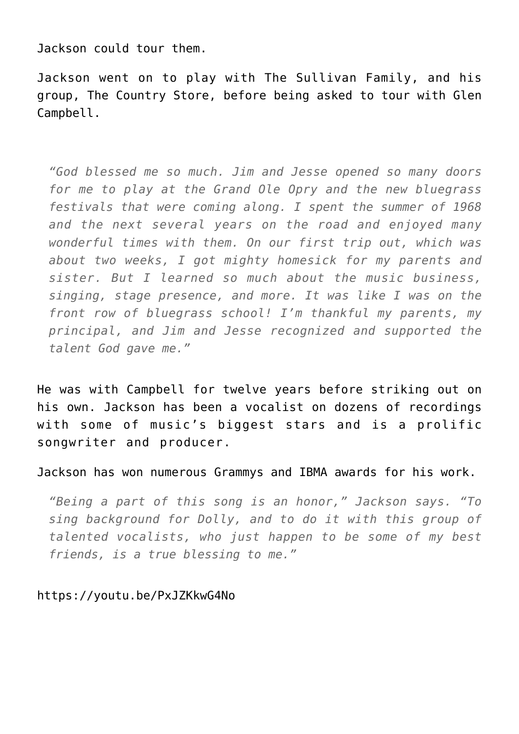Jackson could tour them.

Jackson went on to play with The Sullivan Family, and his group, The Country Store, before being asked to tour with Glen Campbell.

> *"God blessed me so much. Jim and Jesse opened so many doors for me to play at the Grand Ole Opry and the new bluegrass festivals that were coming along. I spent the summer of 1968 and the next several years on the road and enjoyed many wonderful times with them. On our first trip out, which was about two weeks, I got mighty homesick for my parents and sister. But I learned so much about the music business, singing, stage presence, and more. It was like I was on the front row of bluegrass school! I'm thankful my parents, my principal, and Jim and Jesse recognized and supported the talent God gave me."*

He was with Campbell for twelve years before striking out on his own. Jackson has been a vocalist on dozens of recordings with some of music's biggest stars and is a prolific songwriter and producer.

Jackson has won numerous Grammys and IBMA awards for his work.

> *"Being a part of this song is an honor," Jackson says. "To sing background for Dolly, and to do it with this group of talented vocalists, who just happen to be some of my best friends, is a true blessing to me."*

https://youtu.be/PxJZKkwG4No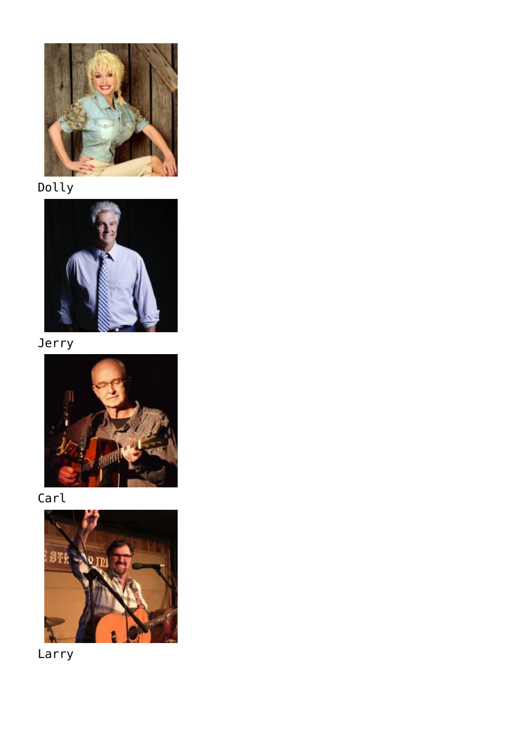Dolly

Jerry

Carl

Larry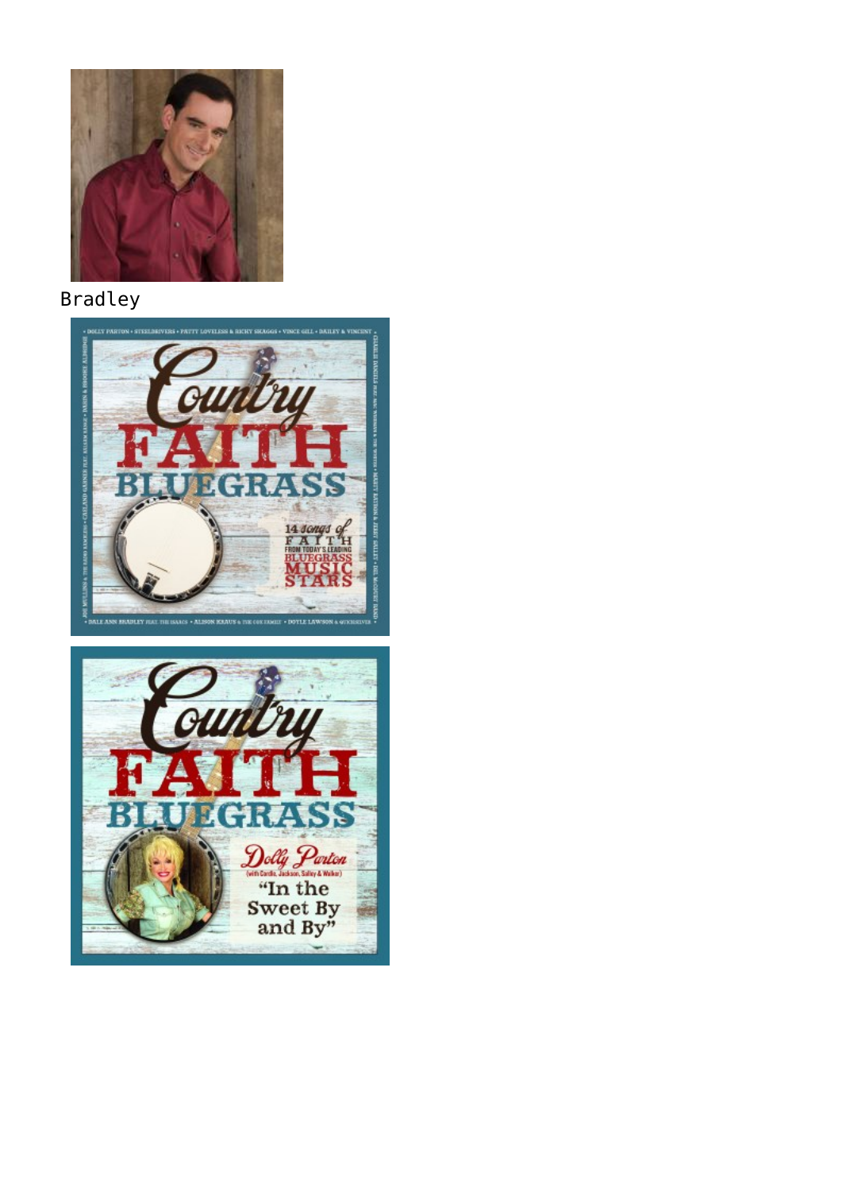Bradley